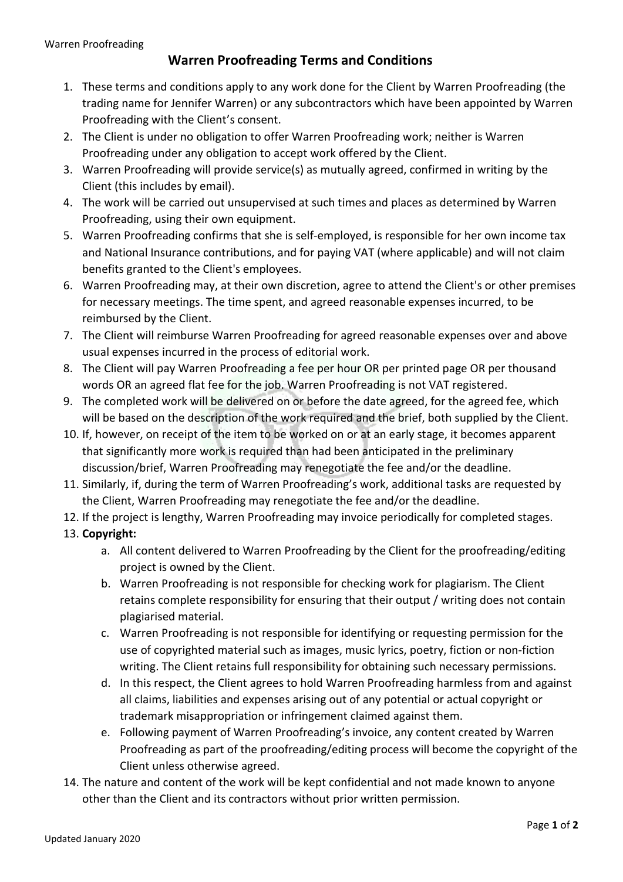# Warren Proofreading Terms and Conditions

1. These terms and conditions apply to any work done for the Client by Warren Proofreading (the trading name for Jennifer Warren) or any subcontractors which have been appointed by Warren Proofreading with the Client's consent.
2. The Client is under no obligation to offer Warren Proofreading work; neither is Warren Proofreading under any obligation to accept work offered by the Client.
3. Warren Proofreading will provide service(s) as mutually agreed, confirmed in writing by the Client (this includes by email).
4. The work will be carried out unsupervised at such times and places as determined by Warren Proofreading, using their own equipment.
5. Warren Proofreading confirms that she is self-employed, is responsible for her own income tax and National Insurance contributions, and for paying VAT (where applicable) and will not claim benefits granted to the Client's employees.
6. Warren Proofreading may, at their own discretion, agree to attend the Client's or other premises for necessary meetings. The time spent, and agreed reasonable expenses incurred, to be reimbursed by the Client.
7. The Client will reimburse Warren Proofreading for agreed reasonable expenses over and above usual expenses incurred in the process of editorial work.
8. The Client will pay Warren Proofreading a fee per hour OR per printed page OR per thousand words OR an agreed flat fee for the job. Warren Proofreading is not VAT registered.
9. The completed work will be delivered on or before the date agreed, for the agreed fee, which will be based on the description of the work required and the brief, both supplied by the Client.
10. If, however, on receipt of the item to be worked on or at an early stage, it becomes apparent that significantly more work is required than had been anticipated in the preliminary discussion/brief, Warren Proofreading may renegotiate the fee and/or the deadline.
11. Similarly, if, during the term of Warren Proofreading's work, additional tasks are requested by the Client, Warren Proofreading may renegotiate the fee and/or the deadline.
12. If the project is lengthy, Warren Proofreading may invoice periodically for completed stages.
13. **Copyright:**
    a. All content delivered to Warren Proofreading by the Client for the proofreading/editing project is owned by the Client.
    b. Warren Proofreading is not responsible for checking work for plagiarism. The Client retains complete responsibility for ensuring that their output / writing does not contain plagiarised material.
    c. Warren Proofreading is not responsible for identifying or requesting permission for the use of copyrighted material such as images, music lyrics, poetry, fiction or non-fiction writing. The Client retains full responsibility for obtaining such necessary permissions.
    d. In this respect, the Client agrees to hold Warren Proofreading harmless from and against all claims, liabilities and expenses arising out of any potential or actual copyright or trademark misappropriation or infringement claimed against them.
    e. Following payment of Warren Proofreading's invoice, any content created by Warren Proofreading as part of the proofreading/editing process will become the copyright of the Client unless otherwise agreed.
14. The nature and content of the work will be kept confidential and not made known to anyone other than the Client and its contractors without prior written permission.

Updated January 2020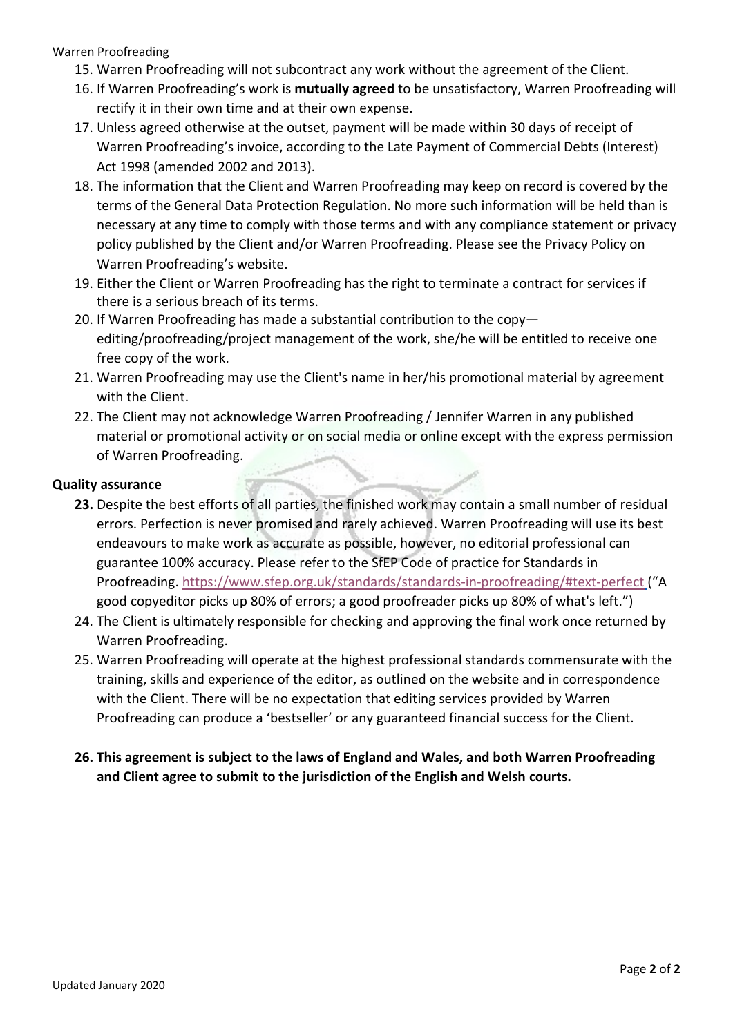15. Warren Proofreading will not subcontract any work without the agreement of the Client.
16. If Warren Proofreading's work is **mutually agreed** to be unsatisfactory, Warren Proofreading will rectify it in their own time and at their own expense.
17. Unless agreed otherwise at the outset, payment will be made within 30 days of receipt of Warren Proofreading's invoice, according to the Late Payment of Commercial Debts (Interest) Act 1998 (amended 2002 and 2013).
18. The information that the Client and Warren Proofreading may keep on record is covered by the terms of the General Data Protection Regulation. No more such information will be held than is necessary at any time to comply with those terms and with any compliance statement or privacy policy published by the Client and/or Warren Proofreading. Please see the Privacy Policy on Warren Proofreading's website.
19. Either the Client or Warren Proofreading has the right to terminate a contract for services if there is a serious breach of its terms.
20. If Warren Proofreading has made a substantial contribution to the copy—editing/proofreading/project management of the work, she/he will be entitled to receive one free copy of the work.
21. Warren Proofreading may use the Client's name in her/his promotional material by agreement with the Client.
22. The Client may not acknowledge Warren Proofreading / Jennifer Warren in any published material or promotional activity or on social media or online except with the express permission of Warren Proofreading.

**Quality assurance**

23. Despite the best efforts of all parties, the finished work may contain a small number of residual errors. Perfection is never promised and rarely achieved. Warren Proofreading will use its best endeavours to make work as accurate as possible, however, no editorial professional can guarantee 100% accuracy. Please refer to the SfEP Code of practice for Standards in Proofreading. https://www.sfep.org.uk/standards/standards-in-proofreading/#text-perfect ("A good copyeditor picks up 80% of errors; a good proofreader picks up 80% of what's left.")
24. The Client is ultimately responsible for checking and approving the final work once returned by Warren Proofreading.
25. Warren Proofreading will operate at the highest professional standards commensurate with the training, skills and experience of the editor, as outlined on the website and in correspondence with the Client. There will be no expectation that editing services provided by Warren Proofreading can produce a 'bestseller' or any guaranteed financial success for the Client.
26. **This agreement is subject to the laws of England and Wales, and both Warren Proofreading and Client agree to submit to the jurisdiction of the English and Welsh courts.**

Updated January 2020